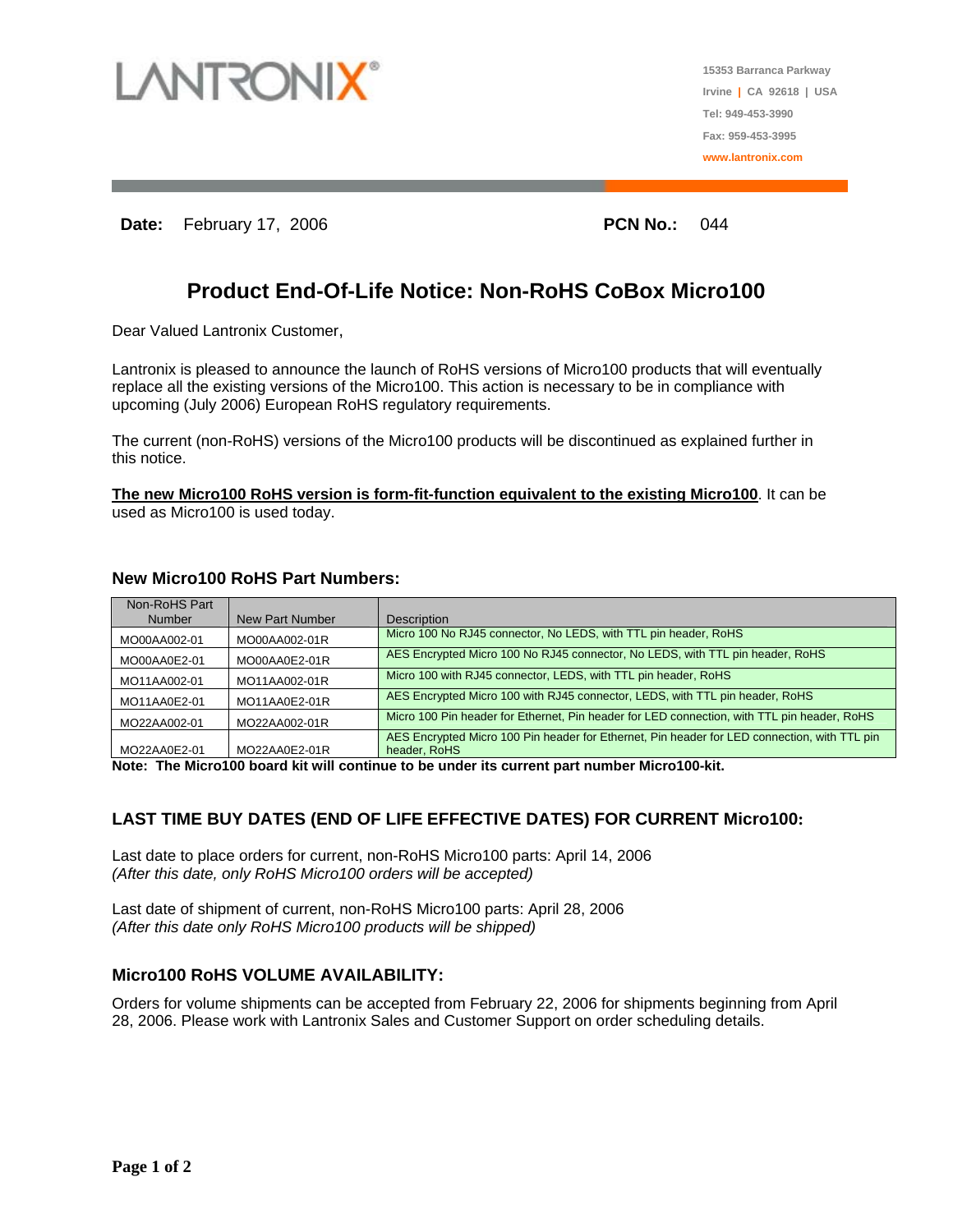LANTRONIX®

15353 Barranca Parkway
Irvine | CA 92618 | USA
Tel: 949-453-3990
Fax: 959-453-3995
www.lantronix.com

**Date:** February 17, 2006 **PCN No.:** 044

# Product End-Of-Life Notice: Non-RoHS CoBox Micro100

Dear Valued Lantronix Customer,

Lantronix is pleased to announce the launch of RoHS versions of Micro100 products that will eventually replace all the existing versions of the Micro100. This action is necessary to be in compliance with upcoming (July 2006) European RoHS regulatory requirements.

The current (non-RoHS) versions of the Micro100 products will be discontinued as explained further in this notice.

**The new Micro100 RoHS version is form-fit-function equivalent to the existing Micro100**. It can be used as Micro100 is used today.

### New Micro100 RoHS Part Numbers:

| Non-RoHS Part Number | New Part Number | Description |
|---|---|---|
| MO00AA002-01 | MO00AA002-01R | Micro 100 No RJ45 connector, No LEDS, with TTL pin header, RoHS |
| MO00AA0E2-01 | MO00AA0E2-01R | AES Encrypted Micro 100 No RJ45 connector, No LEDS, with TTL pin header, RoHS |
| MO11AA002-01 | MO11AA002-01R | Micro 100 with RJ45 connector, LEDS, with TTL pin header, RoHS |
| MO11AA0E2-01 | MO11AA0E2-01R | AES Encrypted Micro 100 with RJ45 connector, LEDS, with TTL pin header, RoHS |
| MO22AA002-01 | MO22AA002-01R | Micro 100 Pin header for Ethernet, Pin header for LED connection, with TTL pin header, RoHS |
| MO22AA0E2-01 | MO22AA0E2-01R | AES Encrypted Micro 100 Pin header for Ethernet, Pin header for LED connection, with TTL pin header, RoHS |

**Note: The Micro100 board kit will continue to be under its current part number Micro100-kit.**

### LAST TIME BUY DATES (END OF LIFE EFFECTIVE DATES) FOR CURRENT Micro100:

Last date to place orders for current, non-RoHS Micro100 parts: April 14, 2006
*(After this date, only RoHS Micro100 orders will be accepted)*

Last date of shipment of current, non-RoHS Micro100 parts: April 28, 2006
*(After this date only RoHS Micro100 products will be shipped)*

### Micro100 RoHS VOLUME AVAILABILITY:

Orders for volume shipments can be accepted from February 22, 2006 for shipments beginning from April 28, 2006. Please work with Lantronix Sales and Customer Support on order scheduling details.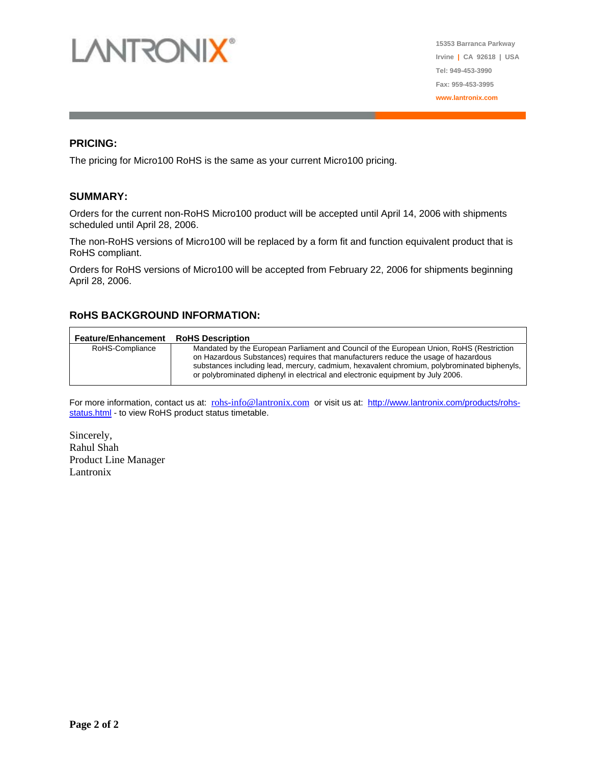15353 Barranca Parkway
Irvine | CA 92618 | USA
Tel: 949-453-3990
Fax: 959-453-3995
www.lantronix.com

## PRICING:

The pricing for Micro100 RoHS is the same as your current Micro100 pricing.

## SUMMARY:

Orders for the current non-RoHS Micro100 product will be accepted until April 14, 2006 with shipments scheduled until April 28, 2006.

The non-RoHS versions of Micro100 will be replaced by a form fit and function equivalent product that is RoHS compliant.

Orders for RoHS versions of Micro100 will be accepted from February 22, 2006 for shipments beginning April 28, 2006.

## RoHS BACKGROUND INFORMATION:

| Feature/Enhancement | RoHS Description |
|---|---|
| RoHS-Compliance | Mandated by the European Parliament and Council of the European Union, RoHS (Restriction on Hazardous Substances) requires that manufacturers reduce the usage of hazardous substances including lead, mercury, cadmium, hexavalent chromium, polybrominated biphenyls, or polybrominated diphenyl in electrical and electronic equipment by July 2006. |

For more information, contact us at: rohs-info@lantronix.com or visit us at: http://www.lantronix.com/products/rohs-status.html - to view RoHS product status timetable.

Sincerely,
Rahul Shah
Product Line Manager
Lantronix